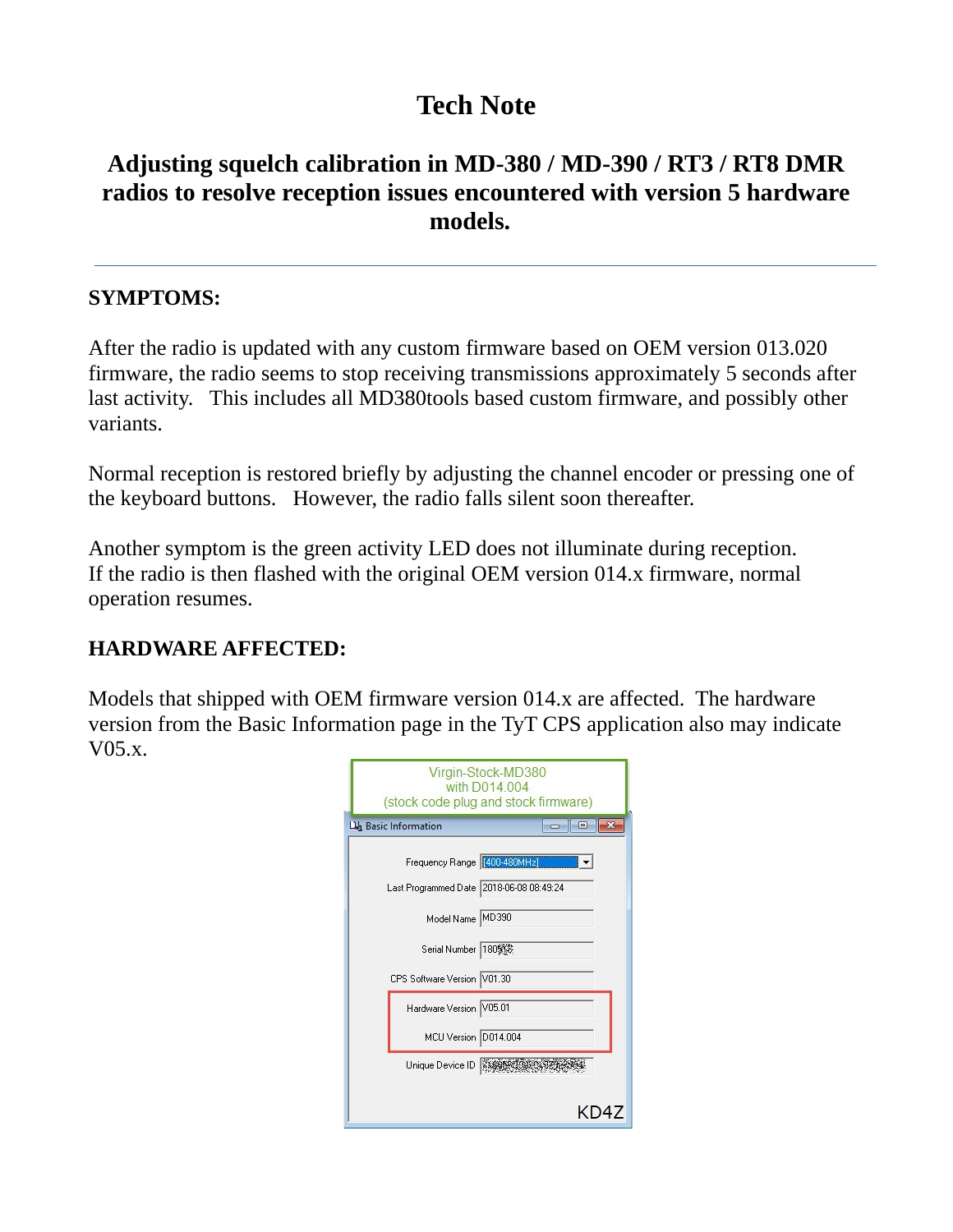# Tech Note

## Adjusting squelch calibration in MD-380 / MD-390 / RT3 / RT8 DMR radios to resolve reception issues encountered with version 5 hardware models.

---

**SYMPTOMS:**

After the radio is updated with any custom firmware based on OEM version 013.020 firmware, the radio seems to stop receiving transmissions approximately 5 seconds after last activity. This includes all MD380tools based custom firmware, and possibly other variants.

Normal reception is restored briefly by adjusting the channel encoder or pressing one of the keyboard buttons. However, the radio falls silent soon thereafter.

Another symptom is the green activity LED does not illuminate during reception. If the radio is then flashed with the original OEM version 014.x firmware, normal operation resumes.

**HARDWARE AFFECTED:**

Models that shipped with OEM firmware version 014.x are affected. The hardware version from the Basic Information page in the TyT CPS application also may indicate V05.x.

Virgin-Stock-MD380
with D014.004
(stock code plug and stock firmware)

Basic Information

| | |
|---|---|
| Frequency Range | [400-480MHz] |
| Last Programmed Date | 2018-06-08 08:49:24 |
| Model Name | MD390 |
| Serial Number | 180... |
| CPS Software Version | V01.30 |
| Hardware Version | V05.01 |
| MCU Version | D014.004 |
| Unique Device ID | |

KD4Z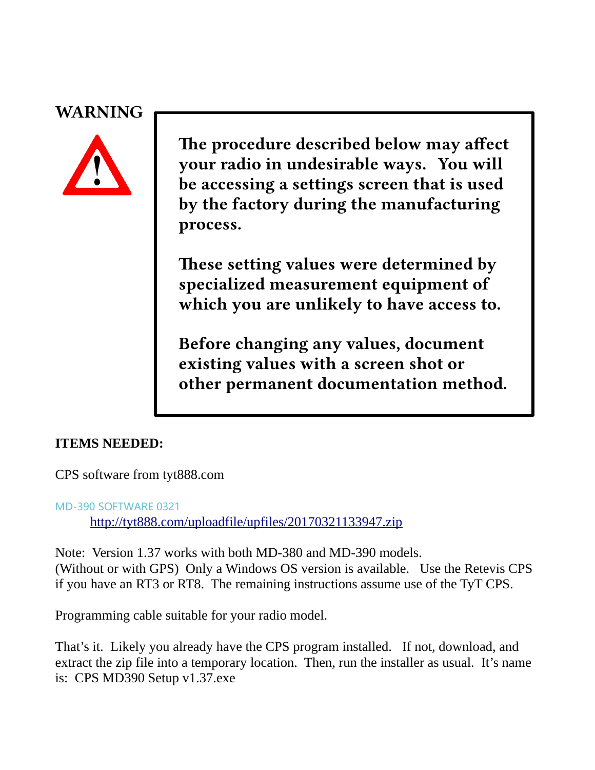## WARNING

**The procedure described below may affect your radio in undesirable ways. You will be accessing a settings screen that is used by the factory during the manufacturing process.**

**These setting values were determined by specialized measurement equipment of which you are unlikely to have access to.**

**Before changing any values, document existing values with a screen shot or other permanent documentation method.**

**ITEMS NEEDED:**

CPS software from tyt888.com

MD-390 SOFTWARE 0321

 http://tyt888.com/uploadfile/upfiles/20170321133947.zip

Note: Version 1.37 works with both MD-380 and MD-390 models. (Without or with GPS) Only a Windows OS version is available. Use the Retevis CPS if you have an RT3 or RT8. The remaining instructions assume use of the TyT CPS.

Programming cable suitable for your radio model.

That's it. Likely you already have the CPS program installed. If not, download, and extract the zip file into a temporary location. Then, run the installer as usual. It's name is: CPS MD390 Setup v1.37.exe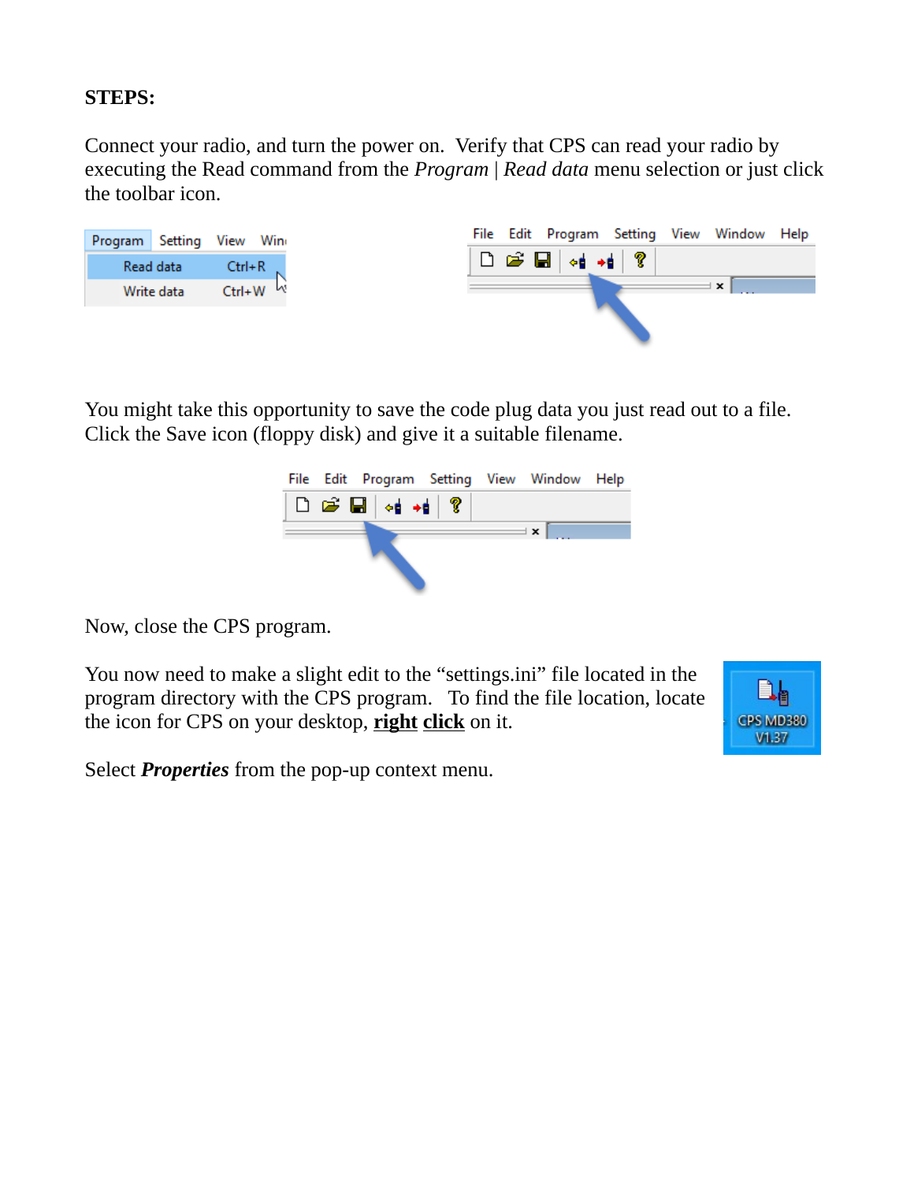**STEPS:**

Connect your radio, and turn the power on. Verify that CPS can read your radio by executing the Read command from the *Program* | *Read data* menu selection or just click the toolbar icon.

You might take this opportunity to save the code plug data you just read out to a file. Click the Save icon (floppy disk) and give it a suitable filename.

Now, close the CPS program.

You now need to make a slight edit to the "settings.ini" file located in the program directory with the CPS program. To find the file location, locate the icon for CPS on your desktop, **right click** on it.

Select ***Properties*** from the pop-up context menu.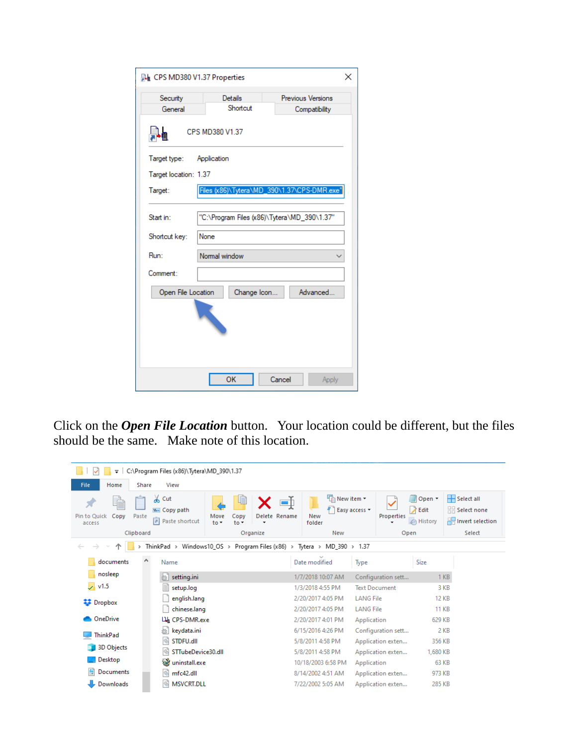Click on the ***Open File Location*** button.   Your location could be different, but the files should be the same.   Make note of this location.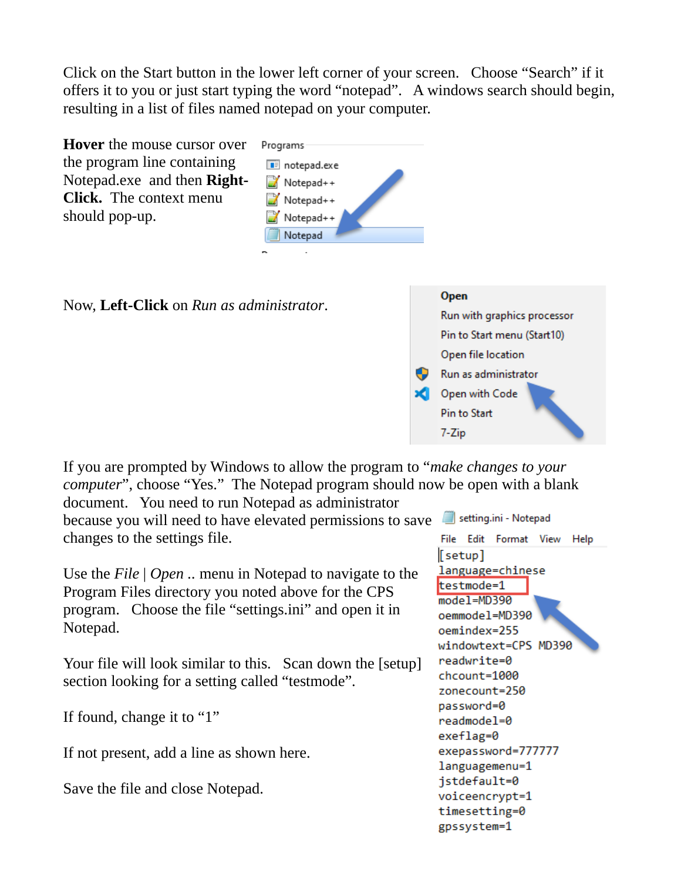Click on the Start button in the lower left corner of your screen. Choose “Search” if it offers it to you or just start typing the word “notepad”. A windows search should begin, resulting in a list of files named notepad on your computer.

**Hover** the mouse cursor over the program line containing Notepad.exe and then **Right-Click.** The context menu should pop-up.

Programs

- notepad.exe
- Notepad++
- Notepad++
- Notepad++
- Notepad

Now, **Left-Click** on *Run as administrator*.

- Open
- Run with graphics processor
- Pin to Start menu (Start10)
- Open file location
- Run as administrator
- Open with Code
- Pin to Start
- 7-Zip

If you are prompted by Windows to allow the program to “*make changes to your computer*”, choose “Yes.” The Notepad program should now be open with a blank document. You need to run Notepad as administrator because you will need to have elevated permissions to save changes to the settings file.

Use the *File* | *Open* .. menu in Notepad to navigate to the Program Files directory you noted above for the CPS program. Choose the file “settings.ini” and open it in Notepad.

Your file will look similar to this. Scan down the [setup] section looking for a setting called “testmode”.

If found, change it to “1”

If not present, add a line as shown here.

Save the file and close Notepad.

setting.ini - Notepad

File Edit Format View Help

```
[setup]
language=chinese
testmode=1
model=MD390
oemmodel=MD390
oemindex=255
windowtext=CPS MD390
readwrite=0
chcount=1000
zonecount=250
password=0
readmodel=0
exeflag=0
exepassword=777777
languagemenu=1
jstdefault=0
voiceencrypt=1
timesetting=0
gpssystem=1
```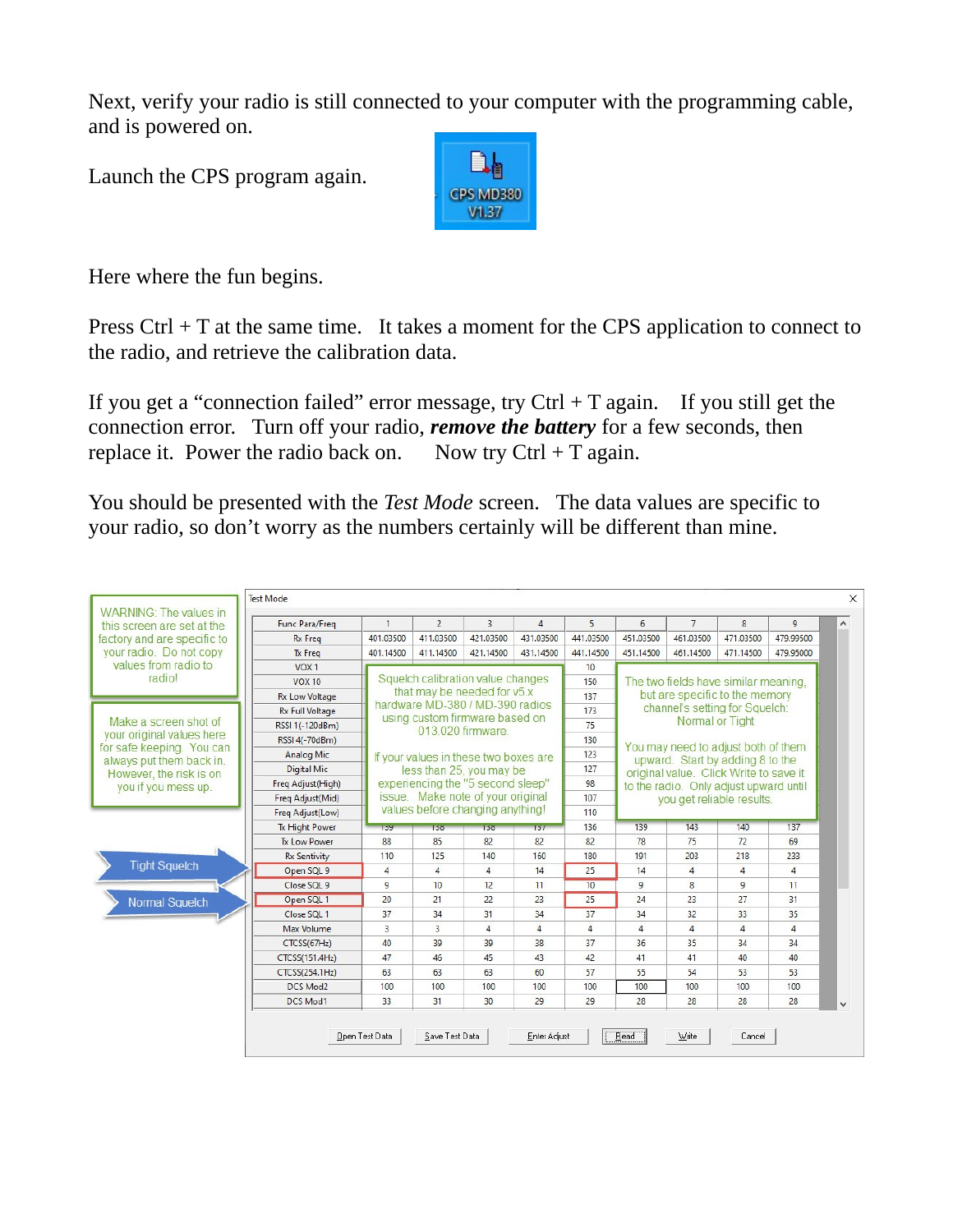Next, verify your radio is still connected to your computer with the programming cable, and is powered on.

Launch the CPS program again.

Here where the fun begins.

Press Ctrl + T at the same time. It takes a moment for the CPS application to connect to the radio, and retrieve the calibration data.

If you get a "connection failed" error message, try Ctrl + T again. If you still get the connection error. Turn off your radio, ***remove the battery*** for a few seconds, then replace it. Power the radio back on. Now try Ctrl + T again.

You should be presented with the *Test Mode* screen. The data values are specific to your radio, so don't worry as the numbers certainly will be different than mine.

WARNING: The values in this screen are set at the factory and are specific to your radio. Do not copy values from radio to radio!

Make a screen shot of your original values here for safe keeping. You can always put them back in. However, the risk is on you if you mess up.

Squelch calibration value changes that may be needed for v5.x hardware MD-380 / MD-390 radios using custom firmware based on 013.020 firmware.

If your values in these two boxes are less than 25, you may be experiencing the "5 second sleep" issue. Make note of your original values before changing anything!

The two fields have similar meaning, but are specific to the memory channel's setting for Squelch: Normal or Tight

You may need to adjust both of them upward. Start by adding 8 to the original value. Click Write to save it to the radio. Only adjust upward until you get reliable results.

Tight Squelch → Open SQL 9

Normal Squelch → Open SQL 1

Test Mode

| Func Para/Freq | 1 | 2 | 3 | 4 | 5 | 6 | 7 | 8 | 9 |
|---|---|---|---|---|---|---|---|---|---|
| Rx Freq | 401.03500 | 411.03500 | 421.03500 | 431.03500 | 441.03500 | 451.03500 | 461.03500 | 471.03500 | 479.99500 |
| Tx Freq | 401.14500 | 411.14500 | 421.14500 | 431.14500 | 441.14500 | 451.14500 | 461.14500 | 471.14500 | 479.95000 |
| VOX 1 | | | | | 10 | | | | |
| VOX 10 | | | | | 150 | | | | |
| Rx Low Voltage | | | | | 137 | | | | |
| Rx Full Voltage | | | | | 173 | | | | |
| RSSI 1(-120dBm) | | | | | 75 | | | | |
| RSSI 4(-70dBm) | | | | | 130 | | | | |
| Analog Mic | | | | | 123 | | | | |
| Digital Mic | | | | | 127 | | | | |
| Freq Adjust(High) | | | | | 98 | | | | |
| Freq Adjust(Mid) | | | | | 107 | | | | |
| Freq Adjust(Low) | | | | | 110 | | | | |
| Tx Hight Power | 139 | 138 | 138 | 137 | 136 | 139 | 143 | 140 | 137 |
| Tx Low Power | 88 | 85 | 82 | 82 | 82 | 78 | 75 | 72 | 69 |
| Rx Sentivity | 110 | 125 | 140 | 160 | 180 | 191 | 203 | 218 | 233 |
| Open SQL 9 | 4 | 4 | 4 | 14 | 25 | 14 | 4 | 4 | 4 |
| Close SQL 9 | 9 | 10 | 12 | 11 | 10 | 9 | 8 | 9 | 11 |
| Open SQL 1 | 20 | 21 | 22 | 23 | 25 | 24 | 23 | 27 | 31 |
| Close SQL 1 | 37 | 34 | 31 | 34 | 37 | 34 | 32 | 33 | 35 |
| Max Volume | 3 | 3 | 4 | 4 | 4 | 4 | 4 | 4 | 4 |
| CTCSS(67Hz) | 40 | 39 | 39 | 38 | 37 | 36 | 35 | 34 | 34 |
| CTCSS(151.4Hz) | 47 | 46 | 45 | 43 | 42 | 41 | 41 | 40 | 40 |
| CTCSS(254.1Hz) | 63 | 63 | 63 | 60 | 57 | 55 | 54 | 53 | 53 |
| DCS Mod2 | 100 | 100 | 100 | 100 | 100 | 100 | 100 | 100 | 100 |
| DCS Mod1 | 33 | 31 | 30 | 29 | 29 | 28 | 28 | 28 | 28 |

Open Test Data | Save Test Data | Enter Adjust | Read | Write | Cancel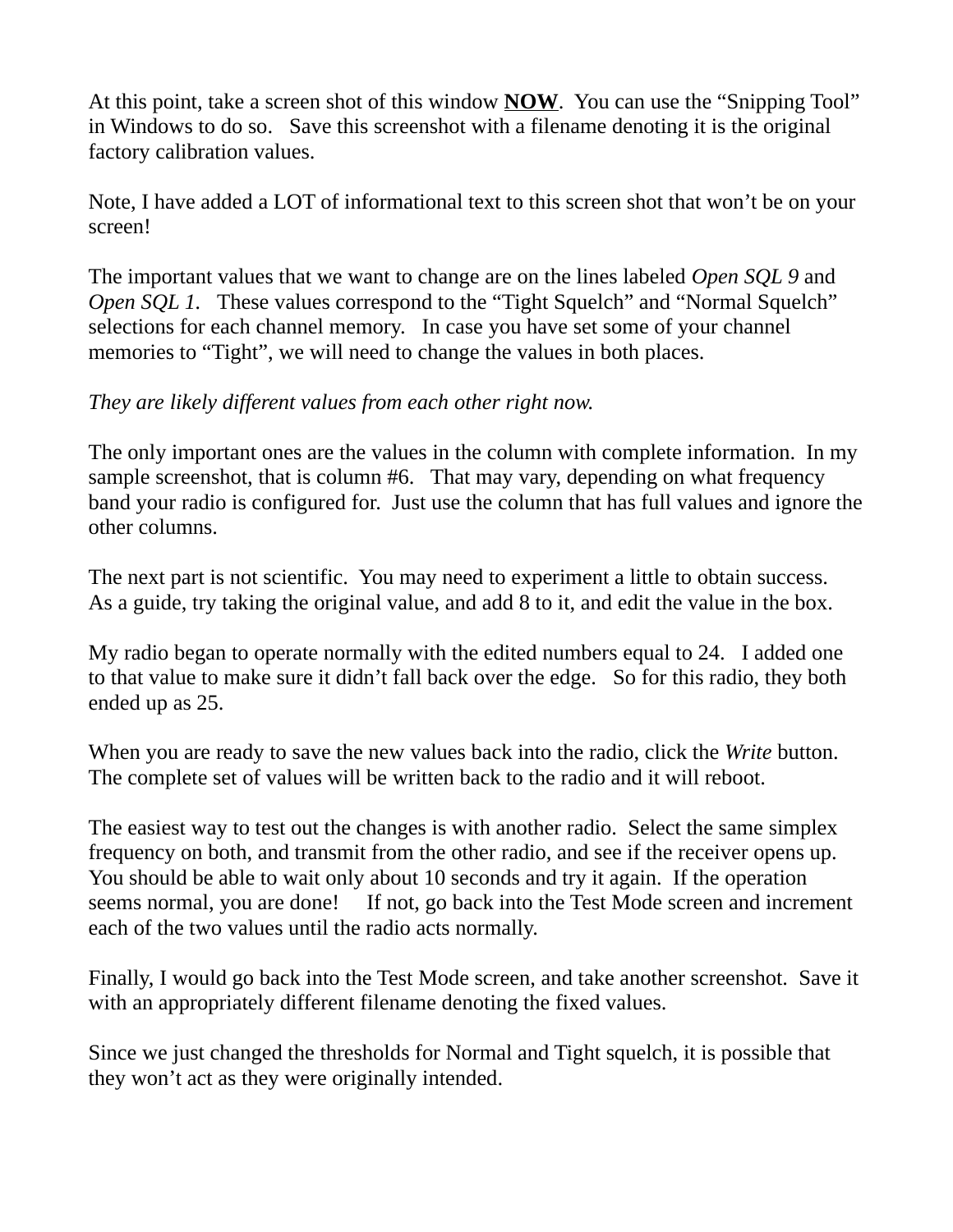At this point, take a screen shot of this window **NOW**. You can use the “Snipping Tool” in Windows to do so. Save this screenshot with a filename denoting it is the original factory calibration values.

Note, I have added a LOT of informational text to this screen shot that won’t be on your screen!

The important values that we want to change are on the lines labeled *Open SQL 9* and *Open SQL 1*. These values correspond to the “Tight Squelch” and “Normal Squelch” selections for each channel memory. In case you have set some of your channel memories to “Tight”, we will need to change the values in both places.

*They are likely different values from each other right now.*

The only important ones are the values in the column with complete information. In my sample screenshot, that is column #6. That may vary, depending on what frequency band your radio is configured for. Just use the column that has full values and ignore the other columns.

The next part is not scientific. You may need to experiment a little to obtain success. As a guide, try taking the original value, and add 8 to it, and edit the value in the box.

My radio began to operate normally with the edited numbers equal to 24. I added one to that value to make sure it didn’t fall back over the edge. So for this radio, they both ended up as 25.

When you are ready to save the new values back into the radio, click the *Write* button. The complete set of values will be written back to the radio and it will reboot.

The easiest way to test out the changes is with another radio. Select the same simplex frequency on both, and transmit from the other radio, and see if the receiver opens up. You should be able to wait only about 10 seconds and try it again. If the operation seems normal, you are done! If not, go back into the Test Mode screen and increment each of the two values until the radio acts normally.

Finally, I would go back into the Test Mode screen, and take another screenshot. Save it with an appropriately different filename denoting the fixed values.

Since we just changed the thresholds for Normal and Tight squelch, it is possible that they won’t act as they were originally intended.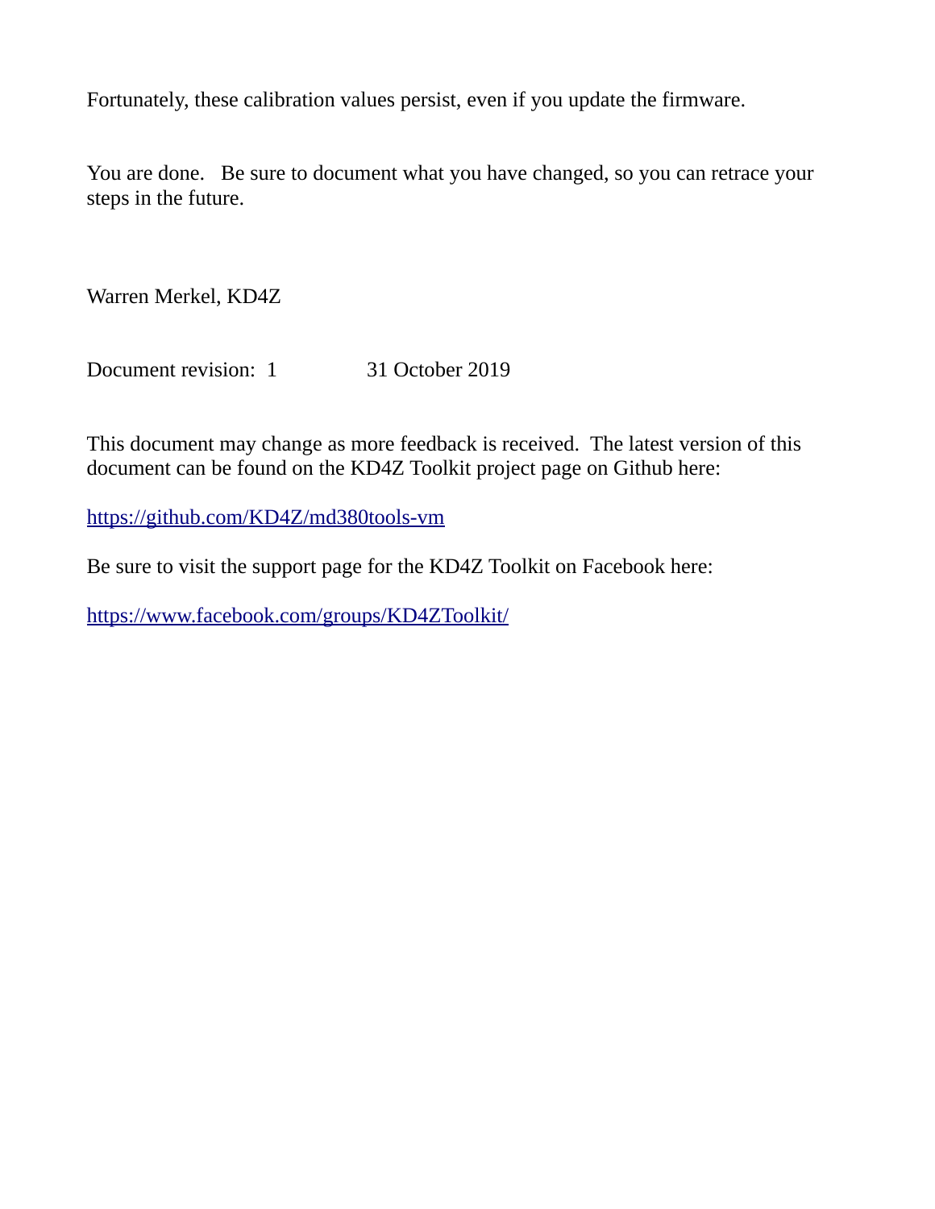Fortunately, these calibration values persist, even if you update the firmware.

You are done. Be sure to document what you have changed, so you can retrace your steps in the future.

Warren Merkel, KD4Z

Document revision: 1 31 October 2019

This document may change as more feedback is received. The latest version of this document can be found on the KD4Z Toolkit project page on Github here:

https://github.com/KD4Z/md380tools-vm

Be sure to visit the support page for the KD4Z Toolkit on Facebook here:

https://www.facebook.com/groups/KD4ZToolkit/